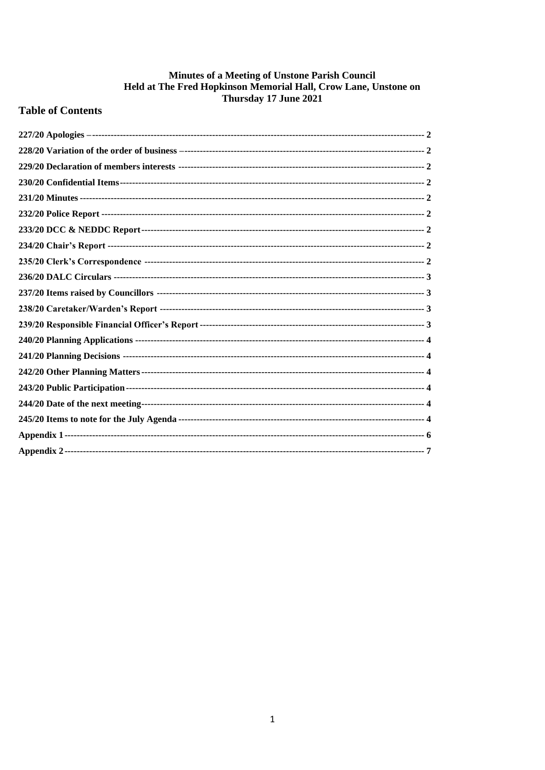# Minutes of a Meeting of Unstone Parish Council
# Held at The Fred Hopkinson Memorial Hall, Crow Lane, Unstone on
# Thursday 17 June 2021

## Table of Contents

| Item | Page |
|---|---|
| 227/20 Apologies – | 2 |
| 228/20 Variation of the order of business – | 2 |
| 229/20 Declaration of members interests | 2 |
| 230/20 Confidential Items | 2 |
| 231/20 Minutes | 2 |
| 232/20 Police Report | 2 |
| 233/20 DCC & NEDDC Report | 2 |
| 234/20 Chair's Report | 2 |
| 235/20 Clerk's Correspondence | 2 |
| 236/20 DALC Circulars | 3 |
| 237/20 Items raised by Councillors | 3 |
| 238/20 Caretaker/Warden's Report | 3 |
| 239/20 Responsible Financial Officer's Report | 3 |
| 240/20 Planning Applications | 4 |
| 241/20 Planning Decisions | 4 |
| 242/20 Other Planning Matters | 4 |
| 243/20 Public Participation | 4 |
| 244/20 Date of the next meeting | 4 |
| 245/20 Items to note for the July Agenda | 4 |
| Appendix 1 | 6 |
| Appendix 2 | 7 |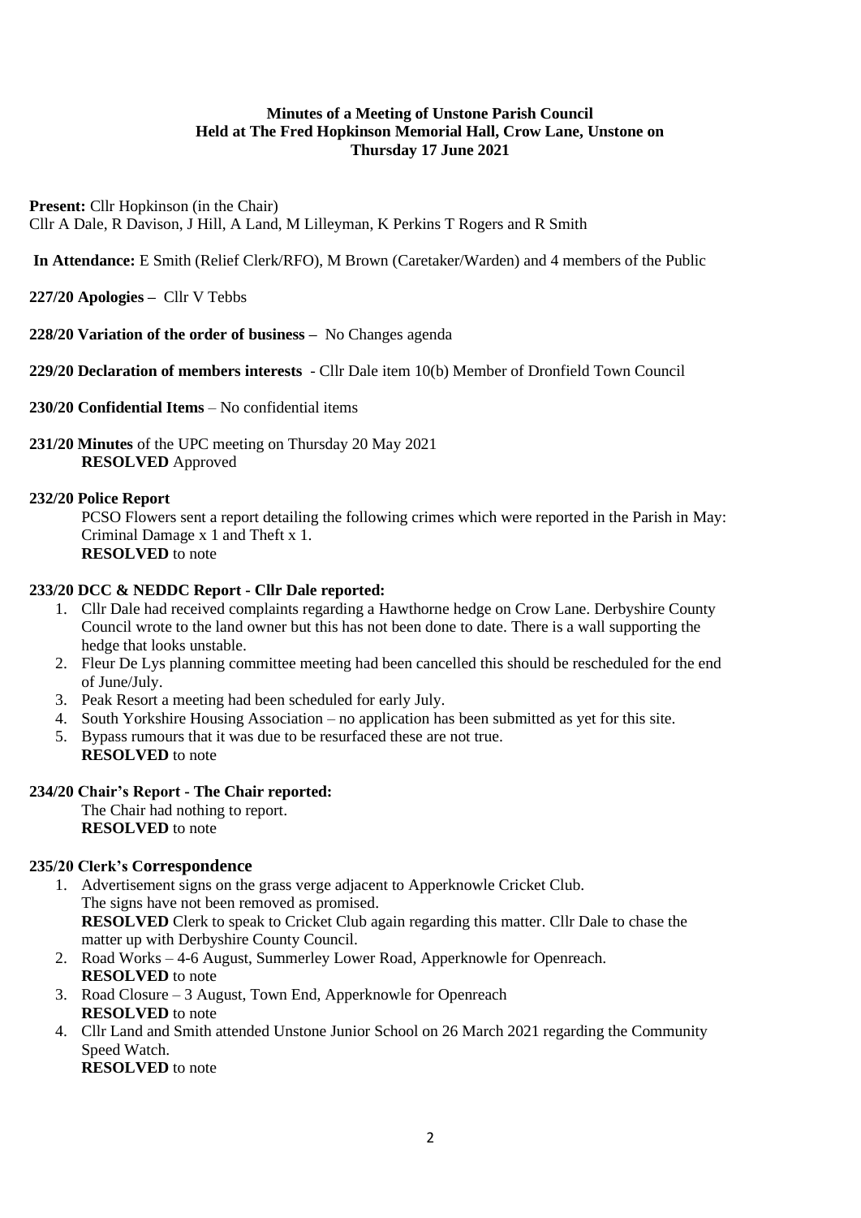**Minutes of a Meeting of Unstone Parish Council**
**Held at The Fred Hopkinson Memorial Hall, Crow Lane, Unstone on**
**Thursday 17 June 2021**

**Present:** Cllr Hopkinson (in the Chair)
Cllr A Dale, R Davison, J Hill, A Land, M Lilleyman, K Perkins T Rogers and R Smith

**In Attendance:** E Smith (Relief Clerk/RFO), M Brown (Caretaker/Warden) and 4 members of the Public

**227/20 Apologies –** Cllr V Tebbs

**228/20 Variation of the order of business –** No Changes agenda

**229/20 Declaration of members interests** - Cllr Dale item 10(b) Member of Dronfield Town Council

**230/20 Confidential Items** – No confidential items

**231/20 Minutes** of the UPC meeting on Thursday 20 May 2021
**RESOLVED** Approved

**232/20 Police Report**

PCSO Flowers sent a report detailing the following crimes which were reported in the Parish in May: Criminal Damage x 1 and Theft x 1.
**RESOLVED** to note

**233/20 DCC & NEDDC Report - Cllr Dale reported:**

1. Cllr Dale had received complaints regarding a Hawthorne hedge on Crow Lane. Derbyshire County Council wrote to the land owner but this has not been done to date. There is a wall supporting the hedge that looks unstable.
2. Fleur De Lys planning committee meeting had been cancelled this should be rescheduled for the end of June/July.
3. Peak Resort a meeting had been scheduled for early July.
4. South Yorkshire Housing Association – no application has been submitted as yet for this site.
5. Bypass rumours that it was due to be resurfaced these are not true.
**RESOLVED** to note

**234/20 Chair's Report - The Chair reported:**

The Chair had nothing to report.
**RESOLVED** to note

**235/20 Clerk's Correspondence**

1. Advertisement signs on the grass verge adjacent to Apperknowle Cricket Club.
The signs have not been removed as promised.
**RESOLVED** Clerk to speak to Cricket Club again regarding this matter. Cllr Dale to chase the matter up with Derbyshire County Council.
2. Road Works – 4-6 August, Summerley Lower Road, Apperknowle for Openreach.
**RESOLVED** to note
3. Road Closure – 3 August, Town End, Apperknowle for Openreach
**RESOLVED** to note
4. Cllr Land and Smith attended Unstone Junior School on 26 March 2021 regarding the Community Speed Watch.
**RESOLVED** to note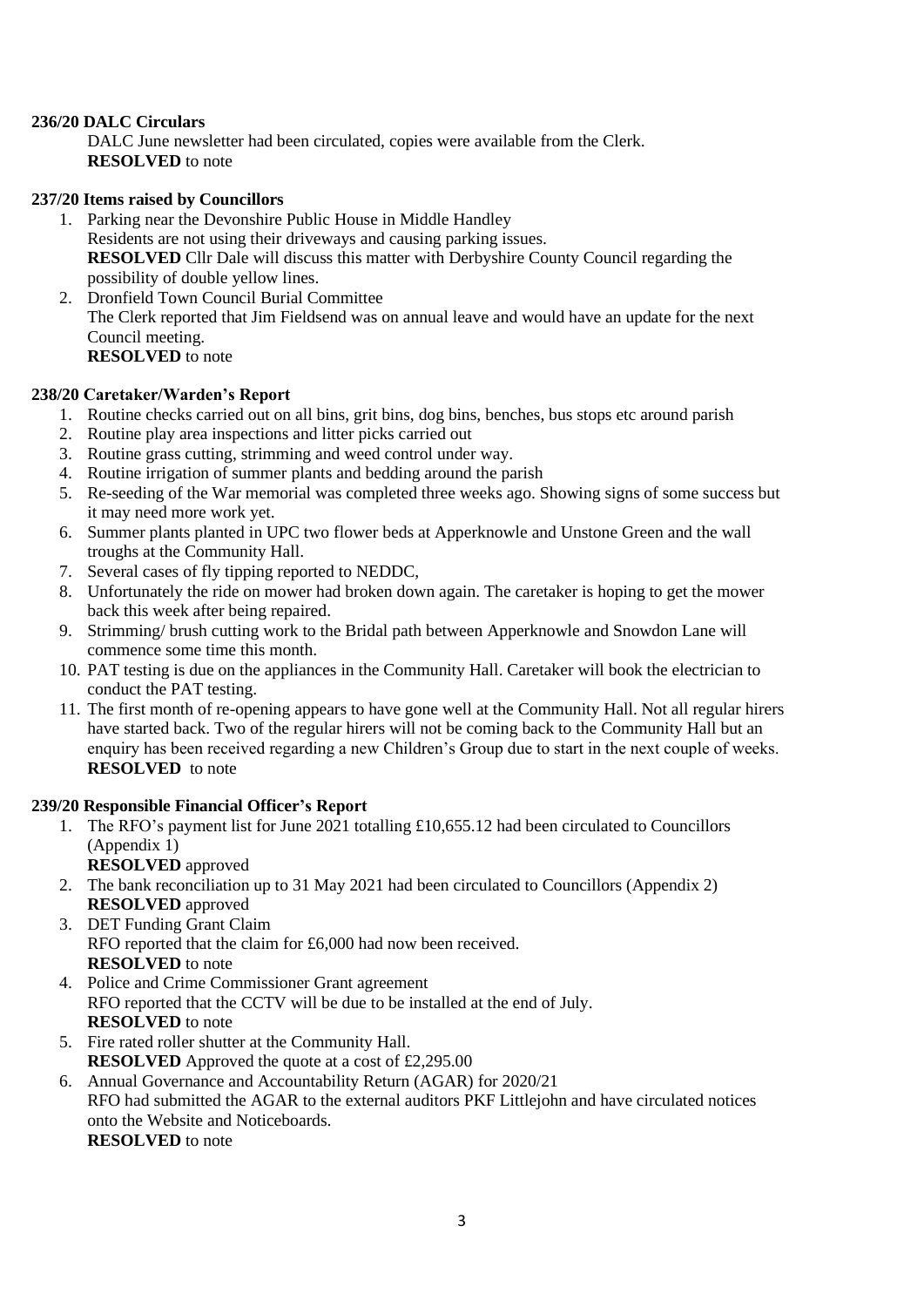**236/20 DALC Circulars**

DALC June newsletter had been circulated, copies were available from the Clerk.
**RESOLVED** to note

**237/20 Items raised by Councillors**

1. Parking near the Devonshire Public House in Middle Handley
   Residents are not using their driveways and causing parking issues.
   **RESOLVED** Cllr Dale will discuss this matter with Derbyshire County Council regarding the possibility of double yellow lines.
2. Dronfield Town Council Burial Committee
   The Clerk reported that Jim Fieldsend was on annual leave and would have an update for the next Council meeting.
   **RESOLVED** to note

**238/20 Caretaker/Warden's Report**

1. Routine checks carried out on all bins, grit bins, dog bins, benches, bus stops etc around parish
2. Routine play area inspections and litter picks carried out
3. Routine grass cutting, strimming and weed control under way.
4. Routine irrigation of summer plants and bedding around the parish
5. Re-seeding of the War memorial was completed three weeks ago. Showing signs of some success but it may need more work yet.
6. Summer plants planted in UPC two flower beds at Apperknowle and Unstone Green and the wall troughs at the Community Hall.
7. Several cases of fly tipping reported to NEDDC,
8. Unfortunately the ride on mower had broken down again. The caretaker is hoping to get the mower back this week after being repaired.
9. Strimming/ brush cutting work to the Bridal path between Apperknowle and Snowdon Lane will commence some time this month.
10. PAT testing is due on the appliances in the Community Hall. Caretaker will book the electrician to conduct the PAT testing.
11. The first month of re-opening appears to have gone well at the Community Hall. Not all regular hirers have started back. Two of the regular hirers will not be coming back to the Community Hall but an enquiry has been received regarding a new Children's Group due to start in the next couple of weeks.
    **RESOLVED** to note

**239/20 Responsible Financial Officer's Report**

1. The RFO's payment list for June 2021 totalling £10,655.12 had been circulated to Councillors (Appendix 1)
   **RESOLVED** approved
2. The bank reconciliation up to 31 May 2021 had been circulated to Councillors (Appendix 2)
   **RESOLVED** approved
3. DET Funding Grant Claim
   RFO reported that the claim for £6,000 had now been received.
   **RESOLVED** to note
4. Police and Crime Commissioner Grant agreement
   RFO reported that the CCTV will be due to be installed at the end of July.
   **RESOLVED** to note
5. Fire rated roller shutter at the Community Hall.
   **RESOLVED** Approved the quote at a cost of £2,295.00
6. Annual Governance and Accountability Return (AGAR) for 2020/21
   RFO had submitted the AGAR to the external auditors PKF Littlejohn and have circulated notices onto the Website and Noticeboards.
   **RESOLVED** to note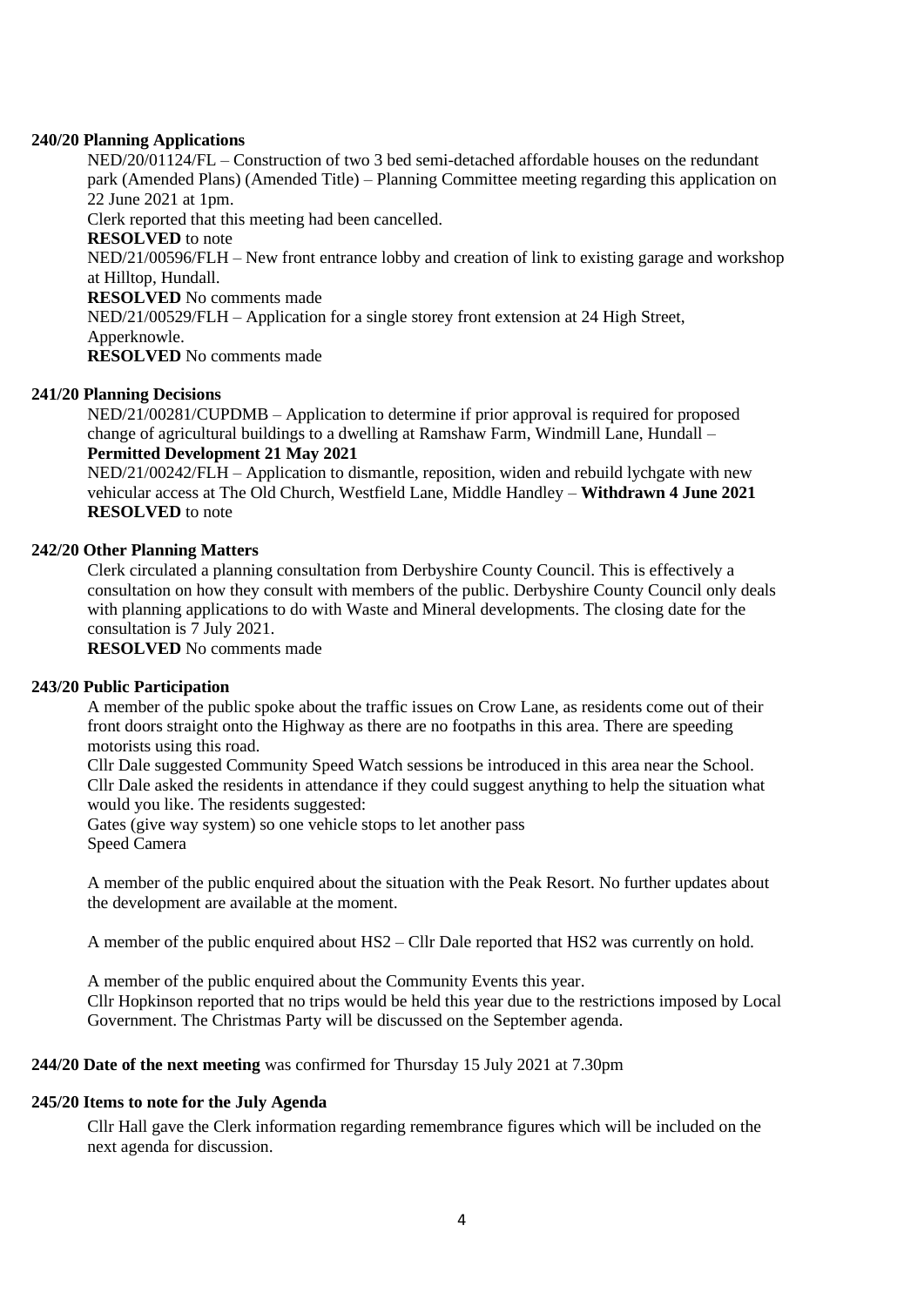**240/20 Planning Applications**

NED/20/01124/FL – Construction of two 3 bed semi-detached affordable houses on the redundant park (Amended Plans) (Amended Title) – Planning Committee meeting regarding this application on 22 June 2021 at 1pm.

Clerk reported that this meeting had been cancelled.

**RESOLVED** to note

NED/21/00596/FLH – New front entrance lobby and creation of link to existing garage and workshop at Hilltop, Hundall.

**RESOLVED** No comments made

NED/21/00529/FLH – Application for a single storey front extension at 24 High Street, Apperknowle.

**RESOLVED** No comments made

**241/20 Planning Decisions**

NED/21/00281/CUPDMB – Application to determine if prior approval is required for proposed change of agricultural buildings to a dwelling at Ramshaw Farm, Windmill Lane, Hundall – **Permitted Development 21 May 2021**

NED/21/00242/FLH – Application to dismantle, reposition, widen and rebuild lychgate with new vehicular access at The Old Church, Westfield Lane, Middle Handley – **Withdrawn 4 June 2021**

**RESOLVED** to note

**242/20 Other Planning Matters**

Clerk circulated a planning consultation from Derbyshire County Council. This is effectively a consultation on how they consult with members of the public. Derbyshire County Council only deals with planning applications to do with Waste and Mineral developments. The closing date for the consultation is 7 July 2021.

**RESOLVED** No comments made

**243/20 Public Participation**

A member of the public spoke about the traffic issues on Crow Lane, as residents come out of their front doors straight onto the Highway as there are no footpaths in this area. There are speeding motorists using this road.

Cllr Dale suggested Community Speed Watch sessions be introduced in this area near the School. Cllr Dale asked the residents in attendance if they could suggest anything to help the situation what would you like. The residents suggested:

Gates (give way system) so one vehicle stops to let another pass

Speed Camera

A member of the public enquired about the situation with the Peak Resort. No further updates about the development are available at the moment.

A member of the public enquired about HS2 – Cllr Dale reported that HS2 was currently on hold.

A member of the public enquired about the Community Events this year.

Cllr Hopkinson reported that no trips would be held this year due to the restrictions imposed by Local Government. The Christmas Party will be discussed on the September agenda.

**244/20 Date of the next meeting** was confirmed for Thursday 15 July 2021 at 7.30pm

**245/20 Items to note for the July Agenda**

Cllr Hall gave the Clerk information regarding remembrance figures which will be included on the next agenda for discussion.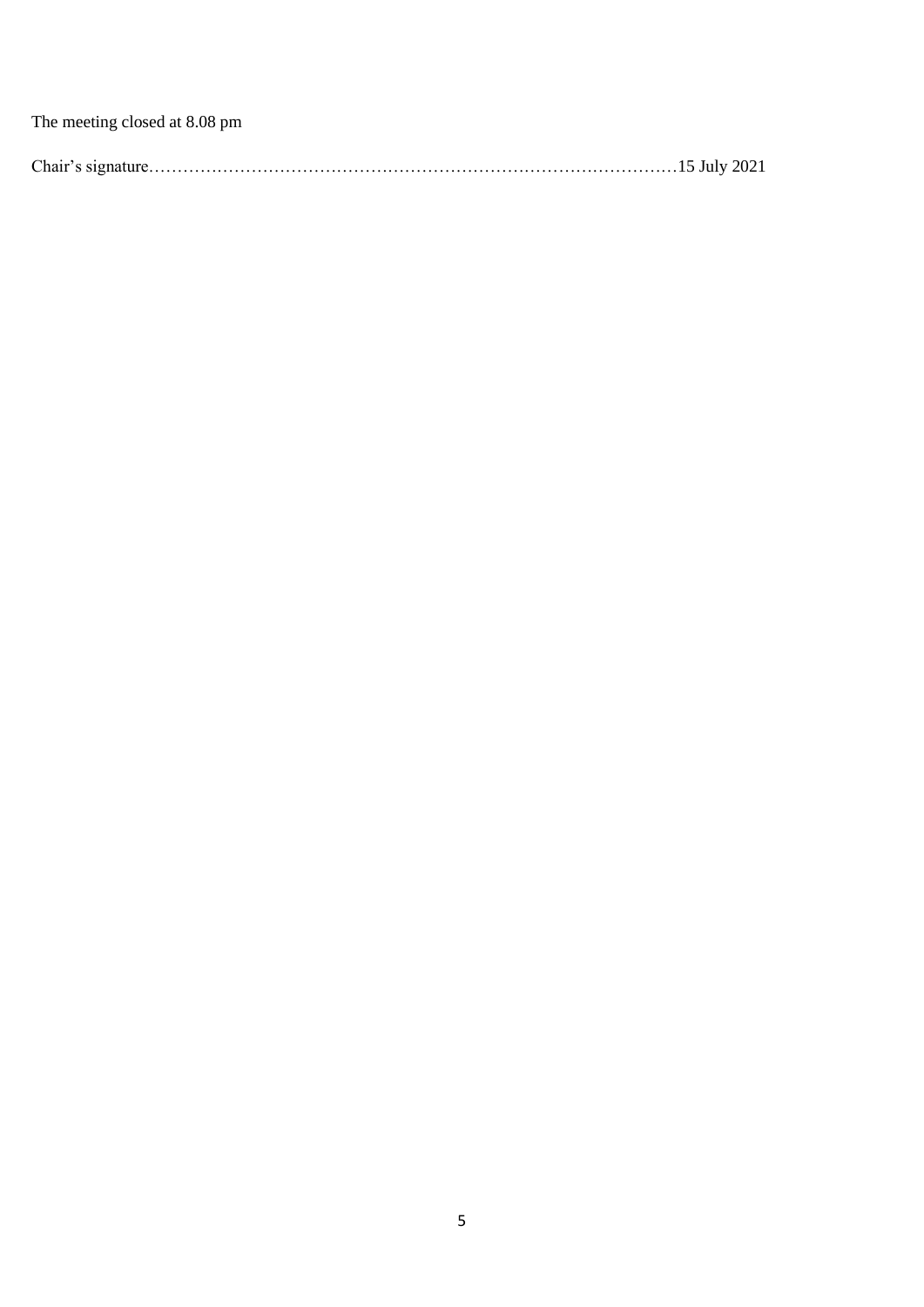The meeting closed at 8.08 pm

Chair's signature………………………………………………………………………………15 July 2021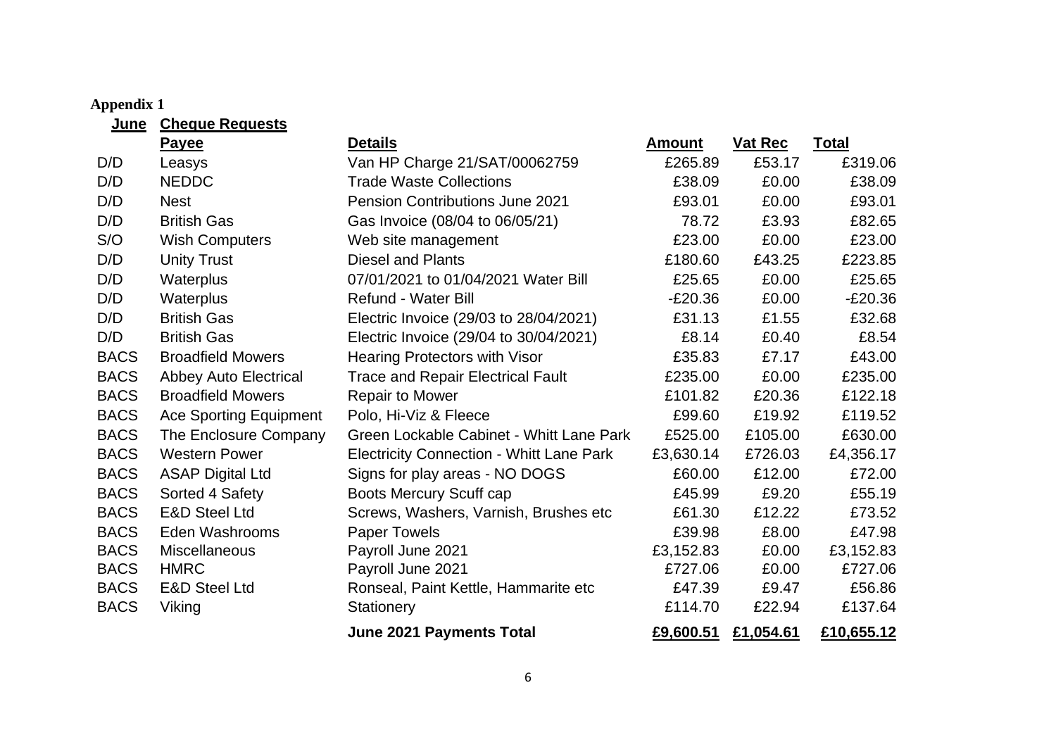**Appendix 1**

| June | Cheque Requests | | | | |
|---|---|---|---|---|---|
| | **Payee** | **Details** | **Amount** | **Vat Rec** | **Total** |
| D/D | Leasys | Van HP Charge 21/SAT/00062759 | £265.89 | £53.17 | £319.06 |
| D/D | NEDDC | Trade Waste Collections | £38.09 | £0.00 | £38.09 |
| D/D | Nest | Pension Contributions June 2021 | £93.01 | £0.00 | £93.01 |
| D/D | British Gas | Gas Invoice (08/04 to 06/05/21) | 78.72 | £3.93 | £82.65 |
| S/O | Wish Computers | Web site management | £23.00 | £0.00 | £23.00 |
| D/D | Unity Trust | Diesel and Plants | £180.60 | £43.25 | £223.85 |
| D/D | Waterplus | 07/01/2021 to 01/04/2021 Water Bill | £25.65 | £0.00 | £25.65 |
| D/D | Waterplus | Refund - Water Bill | -£20.36 | £0.00 | -£20.36 |
| D/D | British Gas | Electric Invoice (29/03 to 28/04/2021) | £31.13 | £1.55 | £32.68 |
| D/D | British Gas | Electric Invoice (29/04 to 30/04/2021) | £8.14 | £0.40 | £8.54 |
| BACS | Broadfield Mowers | Hearing Protectors with Visor | £35.83 | £7.17 | £43.00 |
| BACS | Abbey Auto Electrical | Trace and Repair Electrical Fault | £235.00 | £0.00 | £235.00 |
| BACS | Broadfield Mowers | Repair to Mower | £101.82 | £20.36 | £122.18 |
| BACS | Ace Sporting Equipment | Polo, Hi-Viz & Fleece | £99.60 | £19.92 | £119.52 |
| BACS | The Enclosure Company | Green Lockable Cabinet - Whitt Lane Park | £525.00 | £105.00 | £630.00 |
| BACS | Western Power | Electricity Connection - Whitt Lane Park | £3,630.14 | £726.03 | £4,356.17 |
| BACS | ASAP Digital Ltd | Signs for play areas - NO DOGS | £60.00 | £12.00 | £72.00 |
| BACS | Sorted 4 Safety | Boots Mercury Scuff cap | £45.99 | £9.20 | £55.19 |
| BACS | E&D Steel Ltd | Screws, Washers, Varnish, Brushes etc | £61.30 | £12.22 | £73.52 |
| BACS | Eden Washrooms | Paper Towels | £39.98 | £8.00 | £47.98 |
| BACS | Miscellaneous | Payroll June 2021 | £3,152.83 | £0.00 | £3,152.83 |
| BACS | HMRC | Payroll June 2021 | £727.06 | £0.00 | £727.06 |
| BACS | E&D Steel Ltd | Ronseal, Paint Kettle, Hammarite etc | £47.39 | £9.47 | £56.86 |
| BACS | Viking | Stationery | £114.70 | £22.94 | £137.64 |
| | | **June 2021 Payments Total** | **£9,600.51** | **£1,054.61** | **£10,655.12** |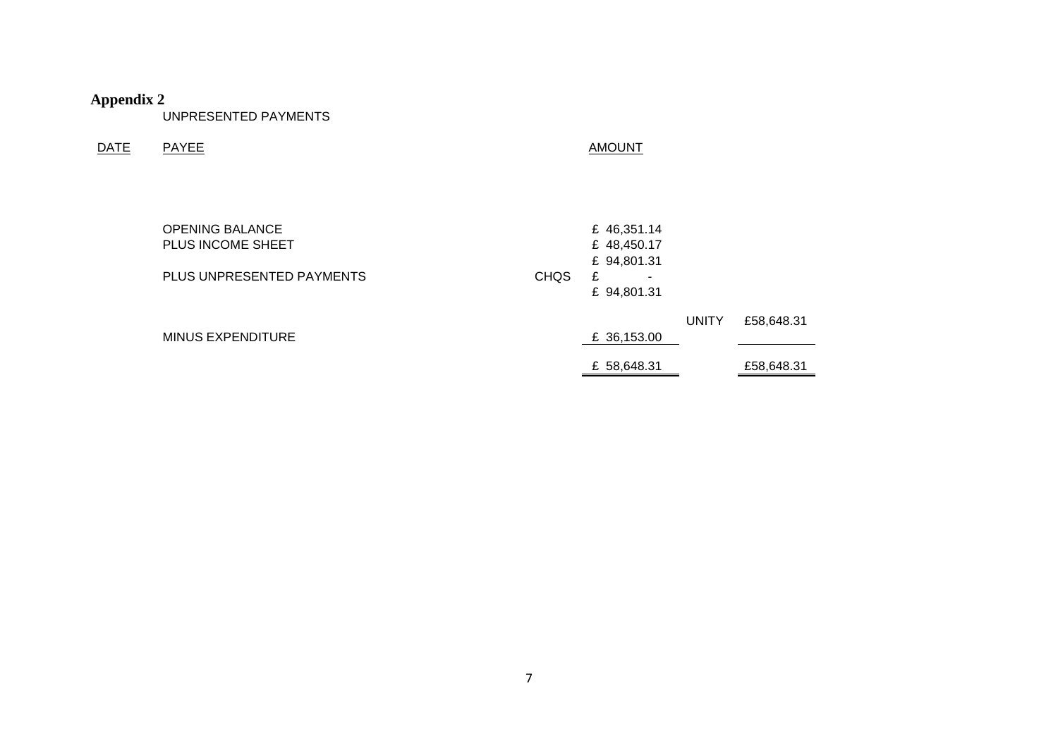**Appendix 2**

UNPRESENTED PAYMENTS

| DATE | PAYEE | | AMOUNT | | |
|---|---|---|---|---|---|
| | OPENING BALANCE | | £ 46,351.14 | | |
| | PLUS INCOME SHEET | | £ 48,450.17 | | |
| | | | £ 94,801.31 | | |
| | PLUS UNPRESENTED PAYMENTS | CHQS | £ - | | |
| | | | £ 94,801.31 | | |
| | | | | UNITY | £58,648.31 |
| | MINUS EXPENDITURE | | £ 36,153.00 | | |
| | | | £ 58,648.31 | | £58,648.31 |